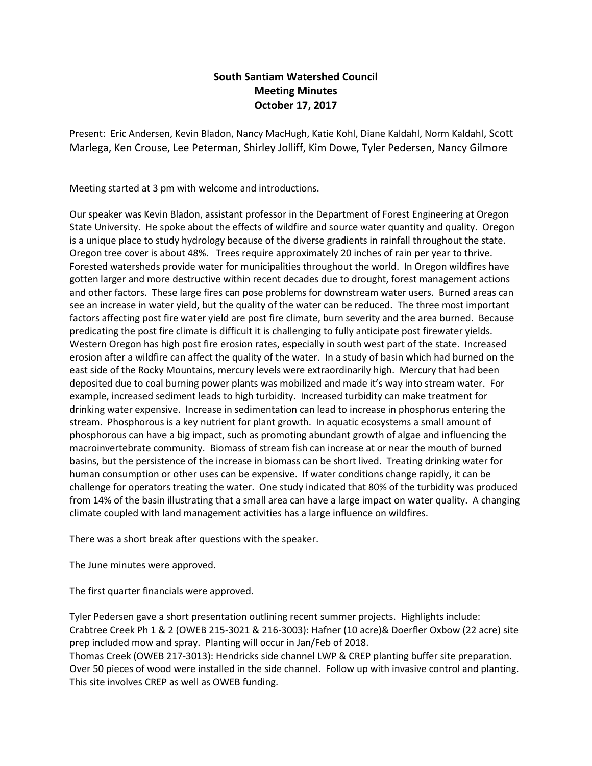**South Santiam Watershed Council**
**Meeting Minutes**
**October 17, 2017**

Present: Eric Andersen, Kevin Bladon, Nancy MacHugh, Katie Kohl, Diane Kaldahl, Norm Kaldahl, Scott Marlega, Ken Crouse, Lee Peterman, Shirley Jolliff, Kim Dowe, Tyler Pedersen, Nancy Gilmore

Meeting started at 3 pm with welcome and introductions.

Our speaker was Kevin Bladon, assistant professor in the Department of Forest Engineering at Oregon State University. He spoke about the effects of wildfire and source water quantity and quality. Oregon is a unique place to study hydrology because of the diverse gradients in rainfall throughout the state. Oregon tree cover is about 48%. Trees require approximately 20 inches of rain per year to thrive. Forested watersheds provide water for municipalities throughout the world. In Oregon wildfires have gotten larger and more destructive within recent decades due to drought, forest management actions and other factors. These large fires can pose problems for downstream water users. Burned areas can see an increase in water yield, but the quality of the water can be reduced. The three most important factors affecting post fire water yield are post fire climate, burn severity and the area burned. Because predicating the post fire climate is difficult it is challenging to fully anticipate post firewater yields. Western Oregon has high post fire erosion rates, especially in south west part of the state. Increased erosion after a wildfire can affect the quality of the water. In a study of basin which had burned on the east side of the Rocky Mountains, mercury levels were extraordinarily high. Mercury that had been deposited due to coal burning power plants was mobilized and made it's way into stream water. For example, increased sediment leads to high turbidity. Increased turbidity can make treatment for drinking water expensive. Increase in sedimentation can lead to increase in phosphorus entering the stream. Phosphorous is a key nutrient for plant growth. In aquatic ecosystems a small amount of phosphorous can have a big impact, such as promoting abundant growth of algae and influencing the macroinvertebrate community. Biomass of stream fish can increase at or near the mouth of burned basins, but the persistence of the increase in biomass can be short lived. Treating drinking water for human consumption or other uses can be expensive. If water conditions change rapidly, it can be challenge for operators treating the water. One study indicated that 80% of the turbidity was produced from 14% of the basin illustrating that a small area can have a large impact on water quality. A changing climate coupled with land management activities has a large influence on wildfires.

There was a short break after questions with the speaker.

The June minutes were approved.

The first quarter financials were approved.

Tyler Pedersen gave a short presentation outlining recent summer projects. Highlights include:
Crabtree Creek Ph 1 & 2 (OWEB 215-3021 & 216-3003): Hafner (10 acre)& Doerfler Oxbow (22 acre) site prep included mow and spray. Planting will occur in Jan/Feb of 2018.
Thomas Creek (OWEB 217-3013): Hendricks side channel LWP & CREP planting buffer site preparation. Over 50 pieces of wood were installed in the side channel. Follow up with invasive control and planting. This site involves CREP as well as OWEB funding.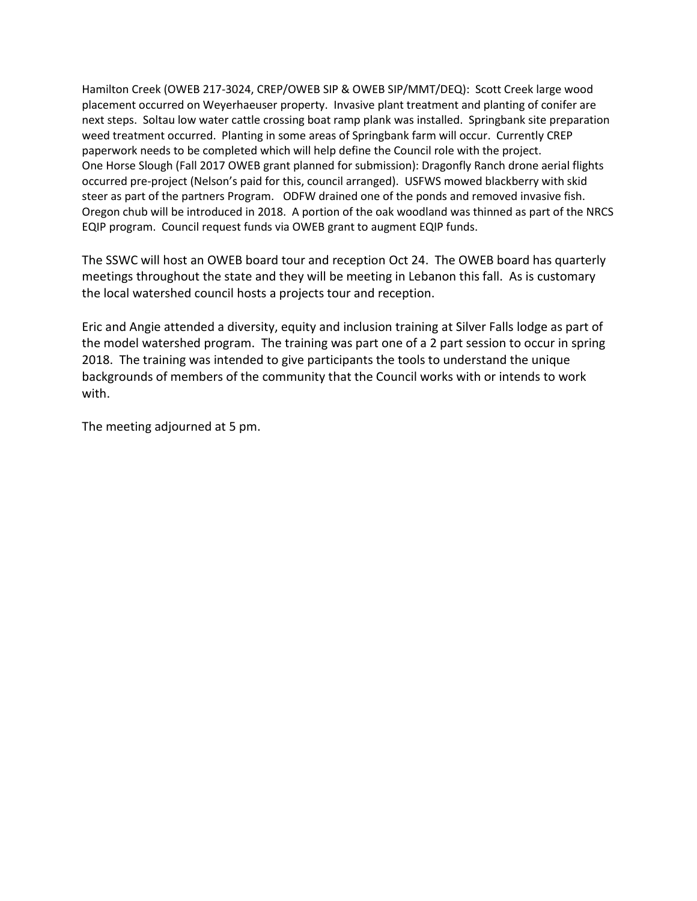Hamilton Creek (OWEB 217-3024, CREP/OWEB SIP & OWEB SIP/MMT/DEQ): Scott Creek large wood placement occurred on Weyerhaeuser property. Invasive plant treatment and planting of conifer are next steps. Soltau low water cattle crossing boat ramp plank was installed. Springbank site preparation weed treatment occurred. Planting in some areas of Springbank farm will occur. Currently CREP paperwork needs to be completed which will help define the Council role with the project.
One Horse Slough (Fall 2017 OWEB grant planned for submission): Dragonfly Ranch drone aerial flights occurred pre-project (Nelson's paid for this, council arranged). USFWS mowed blackberry with skid steer as part of the partners Program. ODFW drained one of the ponds and removed invasive fish. Oregon chub will be introduced in 2018. A portion of the oak woodland was thinned as part of the NRCS EQIP program. Council request funds via OWEB grant to augment EQIP funds.

The SSWC will host an OWEB board tour and reception Oct 24. The OWEB board has quarterly meetings throughout the state and they will be meeting in Lebanon this fall. As is customary the local watershed council hosts a projects tour and reception.

Eric and Angie attended a diversity, equity and inclusion training at Silver Falls lodge as part of the model watershed program. The training was part one of a 2 part session to occur in spring 2018. The training was intended to give participants the tools to understand the unique backgrounds of members of the community that the Council works with or intends to work with.

The meeting adjourned at 5 pm.